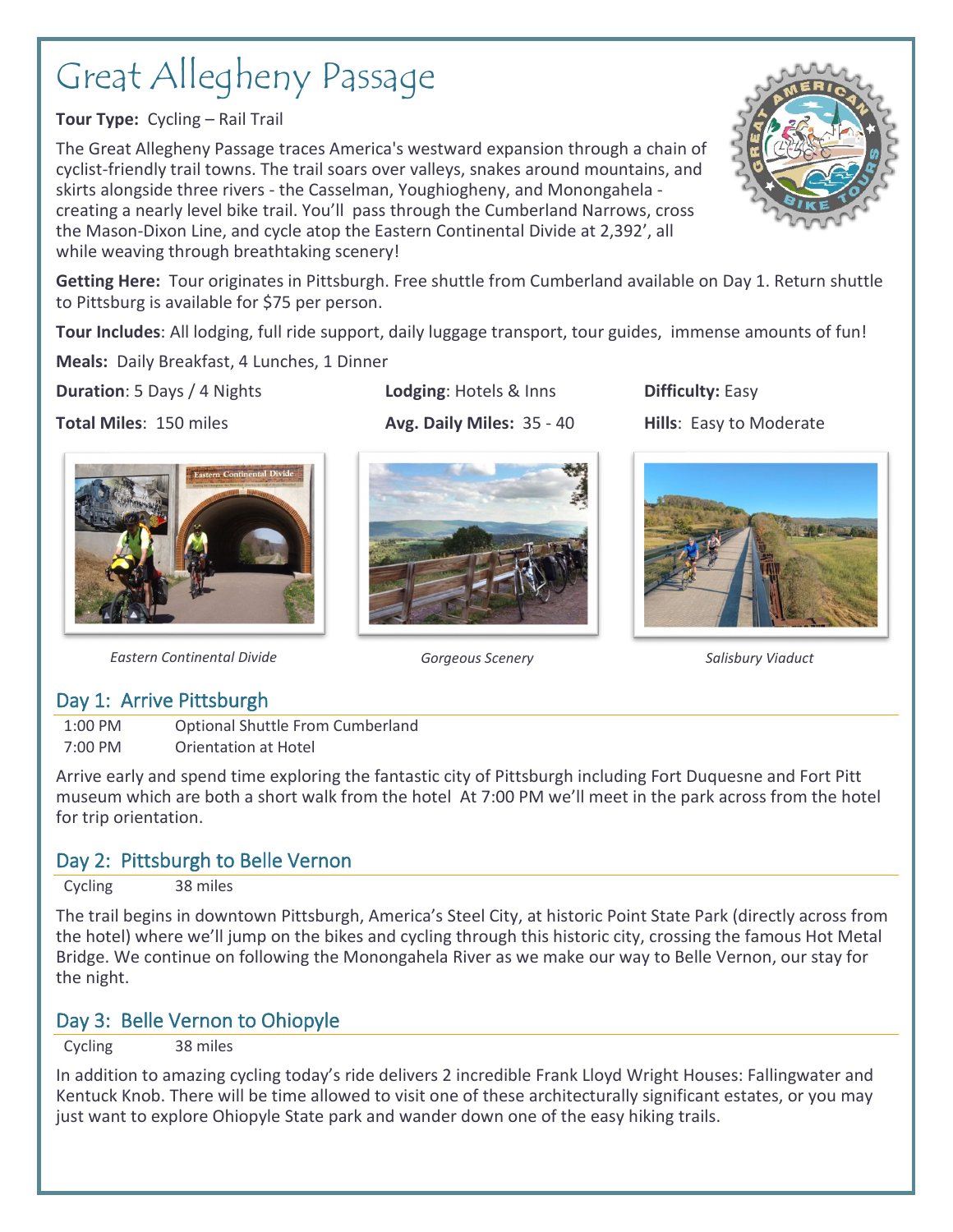# Great Allegheny Passage

**Tour Type:** Cycling – Rail Trail

The Great Allegheny Passage traces America's westward expansion through a chain of cyclist-friendly trail towns. The trail soars over valleys, snakes around mountains, and skirts alongside three rivers - the Casselman, Youghiogheny, and Monongahela - creating a nearly level bike trail. You'll pass through the Cumberland Narrows, cross the Mason-Dixon Line, and cycle atop the Eastern Continental Divide at 2,392', all while weaving through breathtaking scenery!

**Getting Here:** Tour originates in Pittsburgh. Free shuttle from Cumberland available on Day 1. Return shuttle to Pittsburg is available for $75 per person.

**Tour Includes**: All lodging, full ride support, daily luggage transport, tour guides, immense amounts of fun!

**Meals:** Daily Breakfast, 4 Lunches, 1 Dinner

**Duration**: 5 Days / 4 Nights

**Lodging**: Hotels & Inns

**Difficulty:** Easy

**Total Miles**: 150 miles

**Avg. Daily Miles:** 35 - 40

**Hills**: Easy to Moderate

*Eastern Continental Divide*

*Gorgeous Scenery*

*Salisbury Viaduct*

## Day 1: Arrive Pittsburgh

| | |
|---|---|
| 1:00 PM | Optional Shuttle From Cumberland |
| 7:00 PM | Orientation at Hotel |

Arrive early and spend time exploring the fantastic city of Pittsburgh including Fort Duquesne and Fort Pitt museum which are both a short walk from the hotel At 7:00 PM we'll meet in the park across from the hotel for trip orientation.

## Day 2: Pittsburgh to Belle Vernon

| | |
|---|---|
| Cycling | 38 miles |

The trail begins in downtown Pittsburgh, America's Steel City, at historic Point State Park (directly across from the hotel) where we'll jump on the bikes and cycling through this historic city, crossing the famous Hot Metal Bridge. We continue on following the Monongahela River as we make our way to Belle Vernon, our stay for the night.

## Day 3: Belle Vernon to Ohiopyle

| | |
|---|---|
| Cycling | 38 miles |

In addition to amazing cycling today's ride delivers 2 incredible Frank Lloyd Wright Houses: Fallingwater and Kentuck Knob. There will be time allowed to visit one of these architecturally significant estates, or you may just want to explore Ohiopyle State park and wander down one of the easy hiking trails.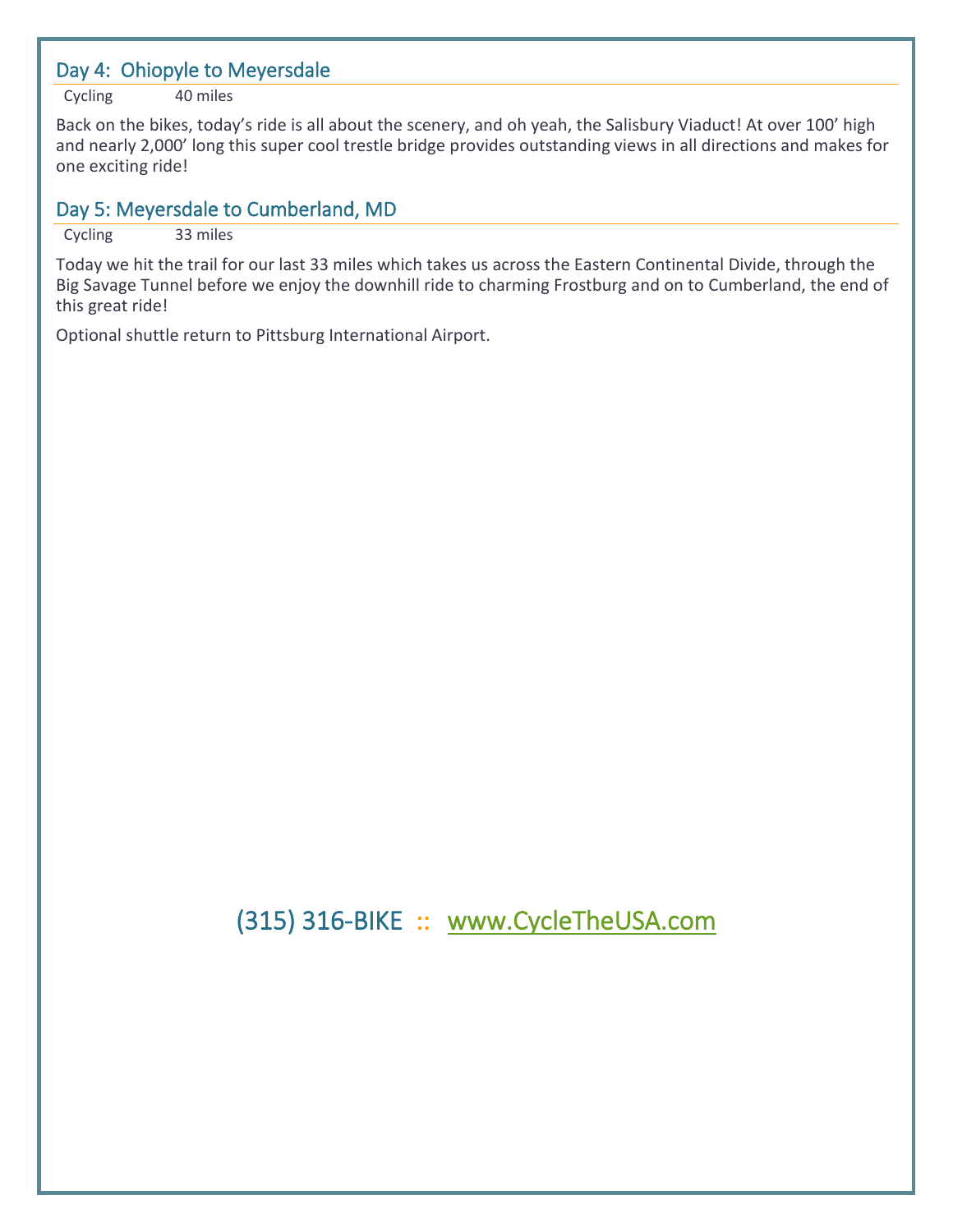## Day 4: Ohiopyle to Meyersdale

Cycling 40 miles

Back on the bikes, today's ride is all about the scenery, and oh yeah, the Salisbury Viaduct! At over 100' high and nearly 2,000' long this super cool trestle bridge provides outstanding views in all directions and makes for one exciting ride!

## Day 5: Meyersdale to Cumberland, MD

Cycling 33 miles

Today we hit the trail for our last 33 miles which takes us across the Eastern Continental Divide, through the Big Savage Tunnel before we enjoy the downhill ride to charming Frostburg and on to Cumberland, the end of this great ride!

Optional shuttle return to Pittsburg International Airport.

(315) 316-BIKE :: www.CycleTheUSA.com